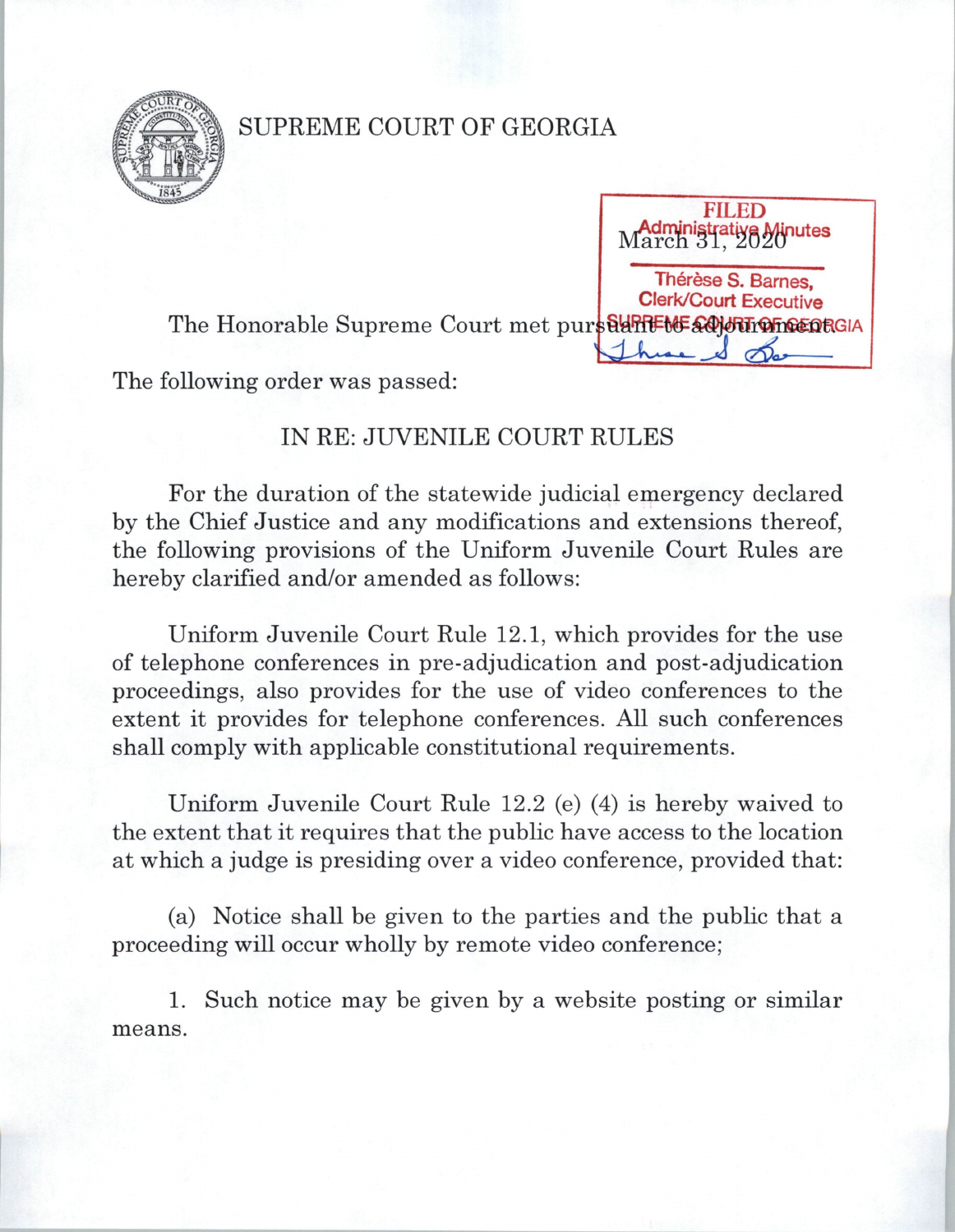SUPREME COURT OF GEORGIA

FILED
Administrative Minutes
March 31, 2020
Thérèse S. Barnes,
Clerk/Court Executive
SUPREME COURT OF GEORGIA

The Honorable Supreme Court met pursuant to adjournment.

The following order was passed:

IN RE: JUVENILE COURT RULES

For the duration of the statewide judicial emergency declared by the Chief Justice and any modifications and extensions thereof, the following provisions of the Uniform Juvenile Court Rules are hereby clarified and/or amended as follows:

Uniform Juvenile Court Rule 12.1, which provides for the use of telephone conferences in pre-adjudication and post-adjudication proceedings, also provides for the use of video conferences to the extent it provides for telephone conferences. All such conferences shall comply with applicable constitutional requirements.

Uniform Juvenile Court Rule 12.2 (e) (4) is hereby waived to the extent that it requires that the public have access to the location at which a judge is presiding over a video conference, provided that:

(a) Notice shall be given to the parties and the public that a proceeding will occur wholly by remote video conference;

1. Such notice may be given by a website posting or similar means.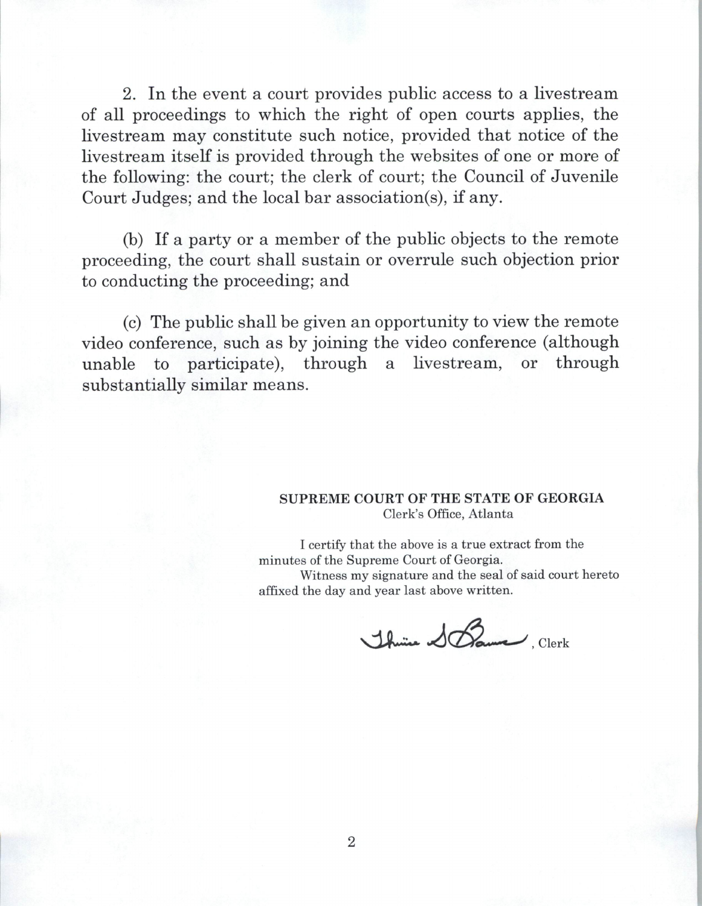2. In the event a court provides public access to a livestream of all proceedings to which the right of open courts applies, the livestream may constitute such notice, provided that notice of the livestream itself is provided through the websites of one or more of the following: the court; the clerk of court; the Council of Juvenile Court Judges; and the local bar association(s), if any.

(b) If a party or a member of the public objects to the remote proceeding, the court shall sustain or overrule such objection prior to conducting the proceeding; and

(c) The public shall be given an opportunity to view the remote video conference, such as by joining the video conference (although unable to participate), through a livestream, or through substantially similar means.

**SUPREME COURT OF THE STATE OF GEORGIA**
Clerk's Office, Atlanta

I certify that the above is a true extract from the minutes of the Supreme Court of Georgia.

Witness my signature and the seal of said court hereto affixed the day and year last above written.

, Clerk